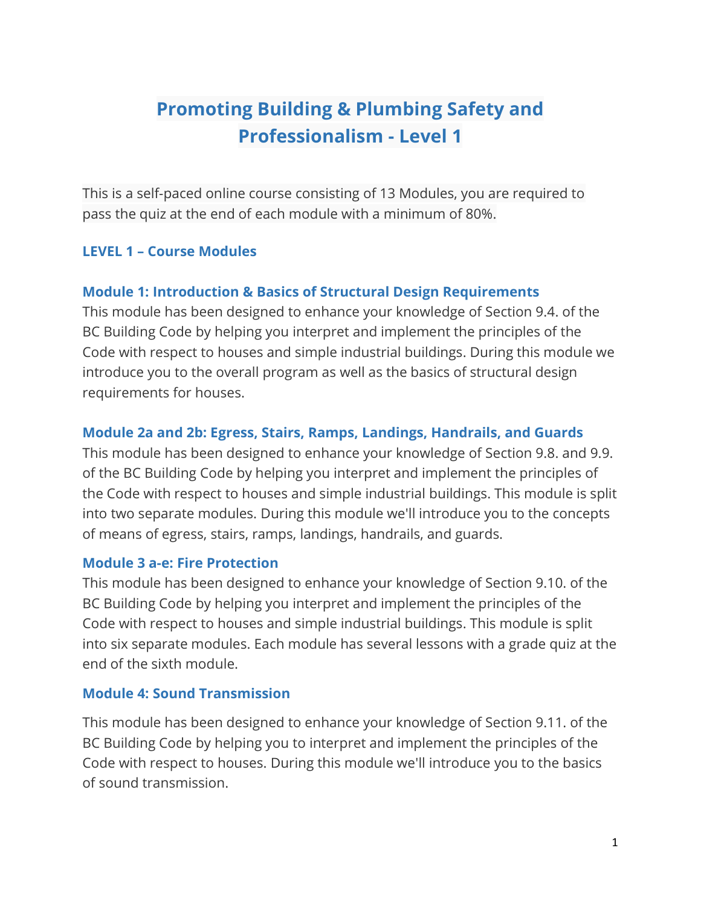# Promoting Building & Plumbing Safety and Professionalism - Level 1

This is a self-paced online course consisting of 13 Modules, you are required to pass the quiz at the end of each module with a minimum of 80%.

## LEVEL 1 – Course Modules

### Module 1: Introduction & Basics of Structural Design Requirements

This module has been designed to enhance your knowledge of Section 9.4. of the BC Building Code by helping you interpret and implement the principles of the Code with respect to houses and simple industrial buildings. During this module we introduce you to the overall program as well as the basics of structural design requirements for houses.

### Module 2a and 2b: Egress, Stairs, Ramps, Landings, Handrails, and Guards

This module has been designed to enhance your knowledge of Section 9.8. and 9.9. of the BC Building Code by helping you interpret and implement the principles of the Code with respect to houses and simple industrial buildings. This module is split into two separate modules. During this module we'll introduce you to the concepts of means of egress, stairs, ramps, landings, handrails, and guards.

### Module 3 a-e: Fire Protection

This module has been designed to enhance your knowledge of Section 9.10. of the BC Building Code by helping you interpret and implement the principles of the Code with respect to houses and simple industrial buildings. This module is split into six separate modules. Each module has several lessons with a grade quiz at the end of the sixth module.

### Module 4: Sound Transmission

This module has been designed to enhance your knowledge of Section 9.11. of the BC Building Code by helping you to interpret and implement the principles of the Code with respect to houses. During this module we'll introduce you to the basics of sound transmission.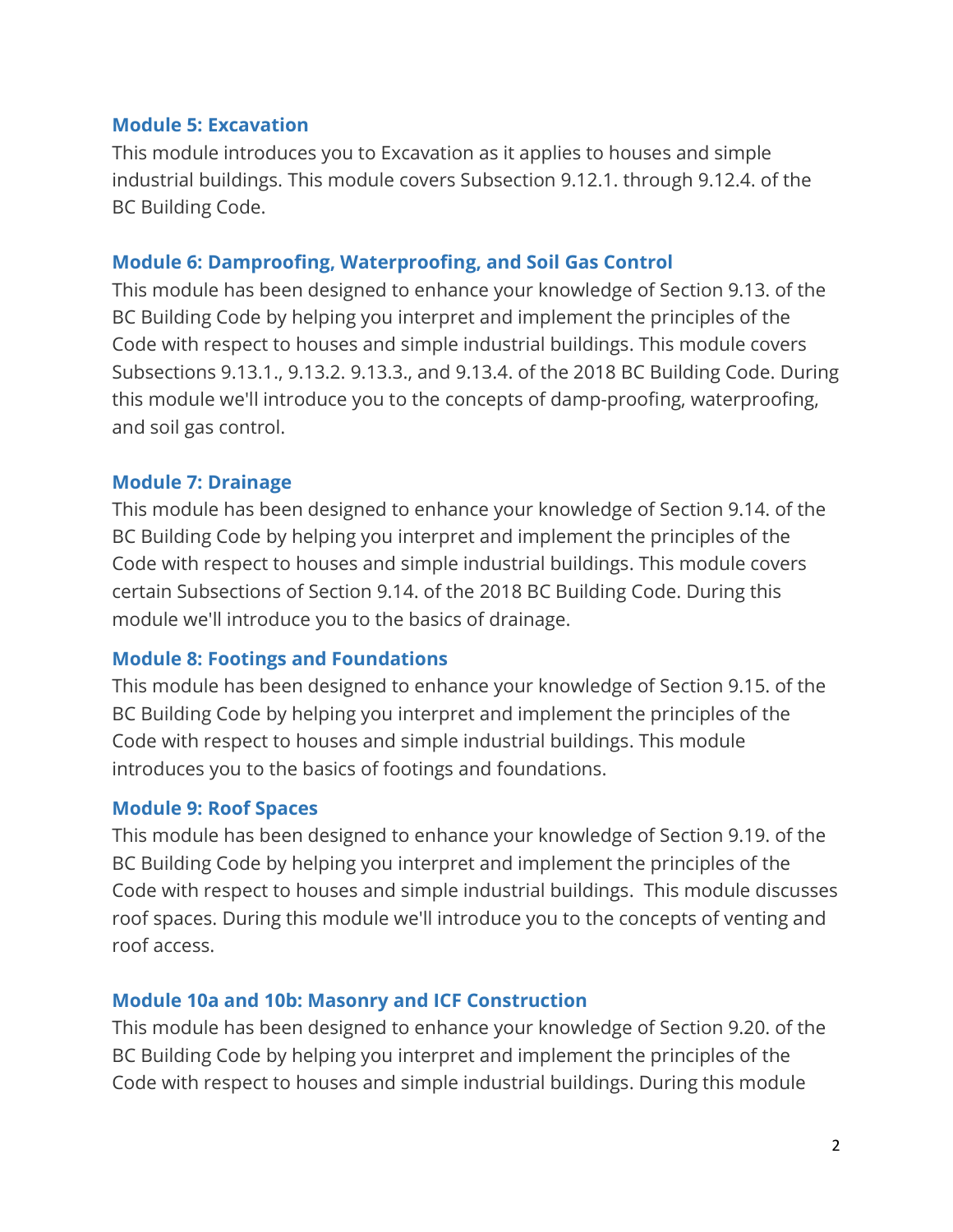### Module 5: Excavation

This module introduces you to Excavation as it applies to houses and simple industrial buildings. This module covers Subsection 9.12.1. through 9.12.4. of the BC Building Code.

### Module 6: Dampproofing, Waterproofing, and Soil Gas Control

This module has been designed to enhance your knowledge of Section 9.13. of the BC Building Code by helping you interpret and implement the principles of the Code with respect to houses and simple industrial buildings. This module covers Subsections 9.13.1., 9.13.2. 9.13.3., and 9.13.4. of the 2018 BC Building Code. During this module we'll introduce you to the concepts of damp-proofing, waterproofing, and soil gas control.

### Module 7: Drainage

This module has been designed to enhance your knowledge of Section 9.14. of the BC Building Code by helping you interpret and implement the principles of the Code with respect to houses and simple industrial buildings. This module covers certain Subsections of Section 9.14. of the 2018 BC Building Code. During this module we'll introduce you to the basics of drainage.

### Module 8: Footings and Foundations

This module has been designed to enhance your knowledge of Section 9.15. of the BC Building Code by helping you interpret and implement the principles of the Code with respect to houses and simple industrial buildings. This module introduces you to the basics of footings and foundations.

### Module 9: Roof Spaces

This module has been designed to enhance your knowledge of Section 9.19. of the BC Building Code by helping you interpret and implement the principles of the Code with respect to houses and simple industrial buildings. This module discusses roof spaces. During this module we'll introduce you to the concepts of venting and roof access.

### Module 10a and 10b: Masonry and ICF Construction

This module has been designed to enhance your knowledge of Section 9.20. of the BC Building Code by helping you interpret and implement the principles of the Code with respect to houses and simple industrial buildings. During this module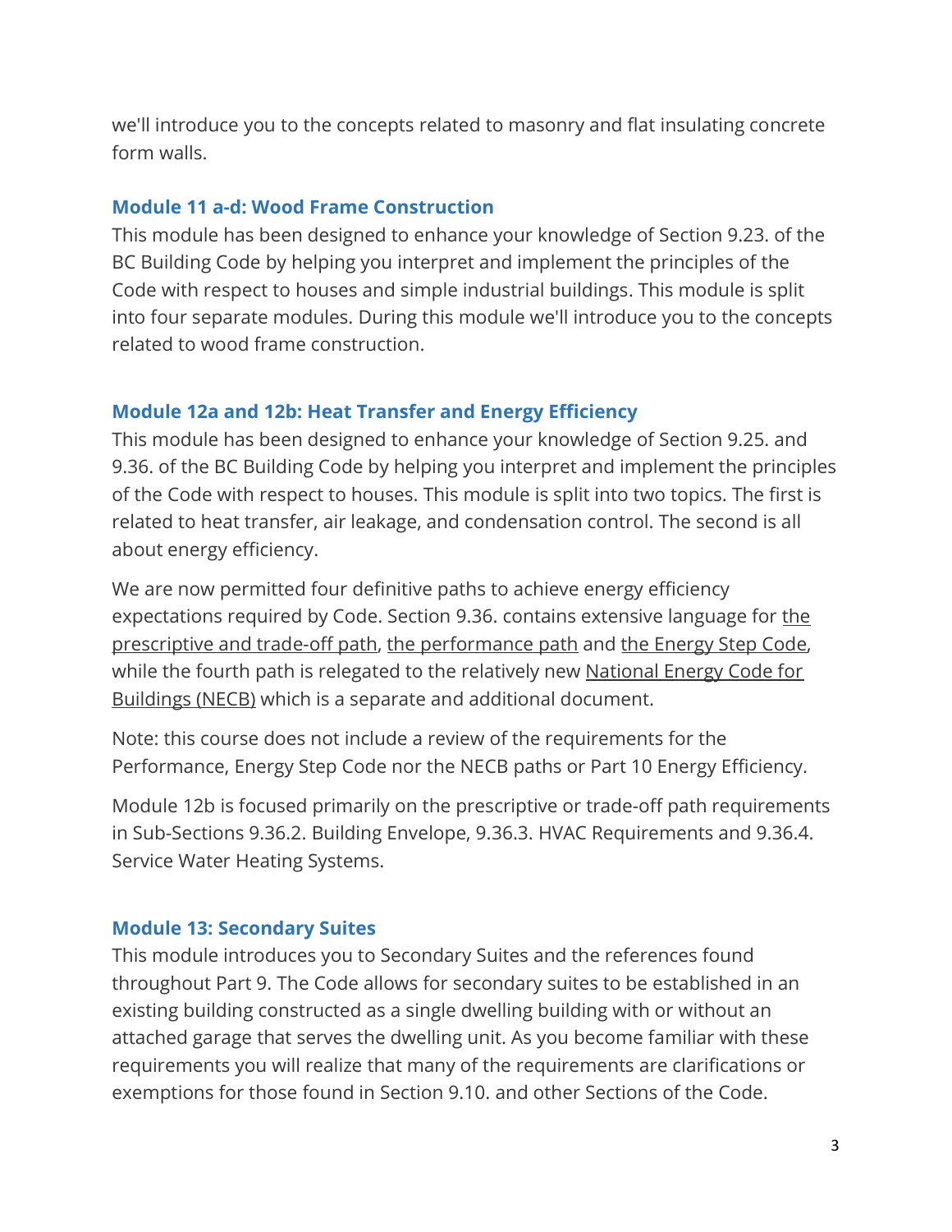we'll introduce you to the concepts related to masonry and flat insulating concrete form walls.

### Module 11 a-d: Wood Frame Construction

This module has been designed to enhance your knowledge of Section 9.23. of the BC Building Code by helping you interpret and implement the principles of the Code with respect to houses and simple industrial buildings. This module is split into four separate modules. During this module we'll introduce you to the concepts related to wood frame construction.

### Module 12a and 12b: Heat Transfer and Energy Efficiency

This module has been designed to enhance your knowledge of Section 9.25. and 9.36. of the BC Building Code by helping you interpret and implement the principles of the Code with respect to houses. This module is split into two topics. The first is related to heat transfer, air leakage, and condensation control. The second is all about energy efficiency.

We are now permitted four definitive paths to achieve energy efficiency expectations required by Code. Section 9.36. contains extensive language for the prescriptive and trade-off path, the performance path and the Energy Step Code, while the fourth path is relegated to the relatively new National Energy Code for Buildings (NECB) which is a separate and additional document.

Note: this course does not include a review of the requirements for the Performance, Energy Step Code nor the NECB paths or Part 10 Energy Efficiency.

Module 12b is focused primarily on the prescriptive or trade-off path requirements in Sub-Sections 9.36.2. Building Envelope, 9.36.3. HVAC Requirements and 9.36.4. Service Water Heating Systems.

### Module 13: Secondary Suites

This module introduces you to Secondary Suites and the references found throughout Part 9. The Code allows for secondary suites to be established in an existing building constructed as a single dwelling building with or without an attached garage that serves the dwelling unit. As you become familiar with these requirements you will realize that many of the requirements are clarifications or exemptions for those found in Section 9.10. and other Sections of the Code.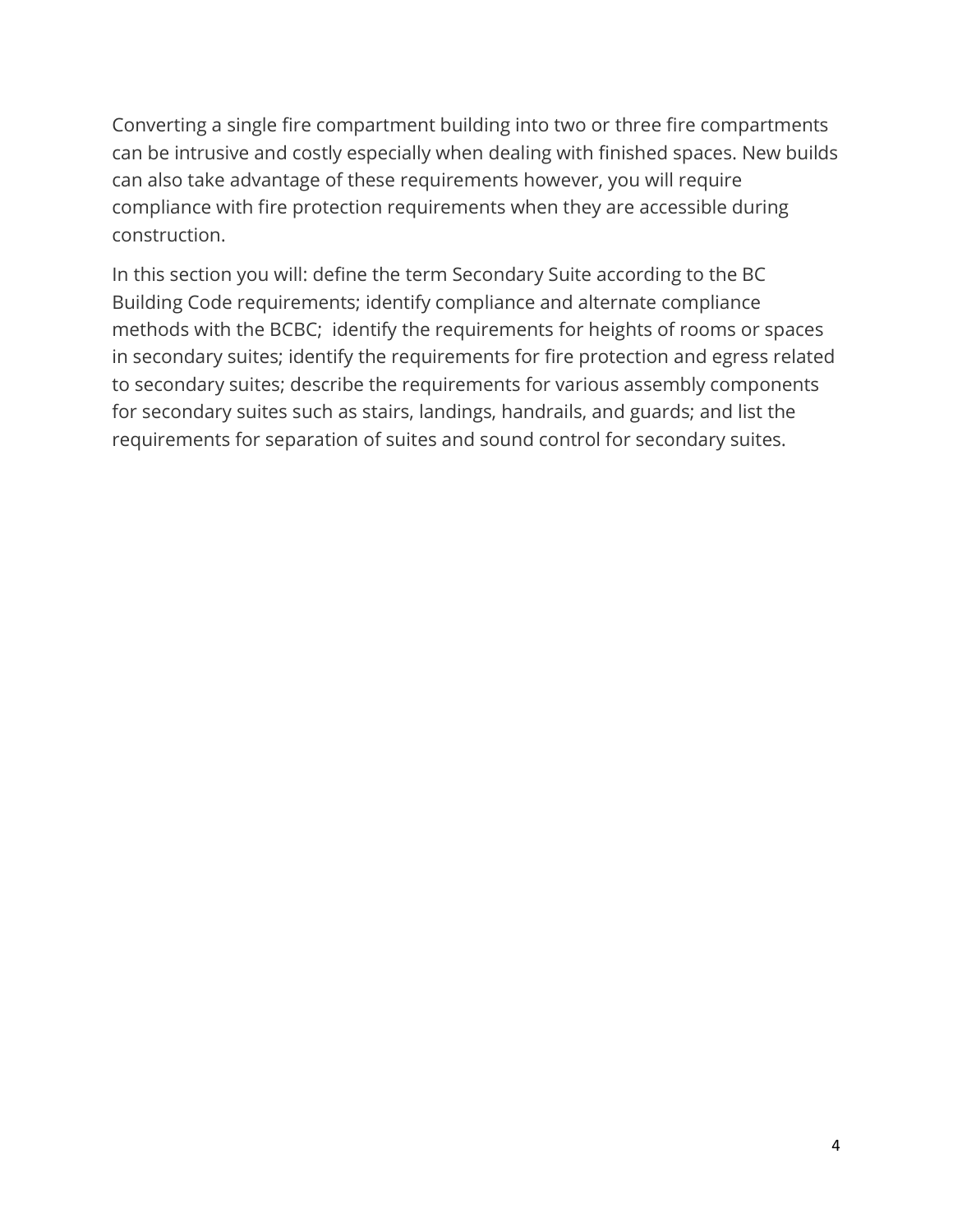Converting a single fire compartment building into two or three fire compartments can be intrusive and costly especially when dealing with finished spaces. New builds can also take advantage of these requirements however, you will require compliance with fire protection requirements when they are accessible during construction.

In this section you will: define the term Secondary Suite according to the BC Building Code requirements; identify compliance and alternate compliance methods with the BCBC;  identify the requirements for heights of rooms or spaces in secondary suites; identify the requirements for fire protection and egress related to secondary suites; describe the requirements for various assembly components for secondary suites such as stairs, landings, handrails, and guards; and list the requirements for separation of suites and sound control for secondary suites.